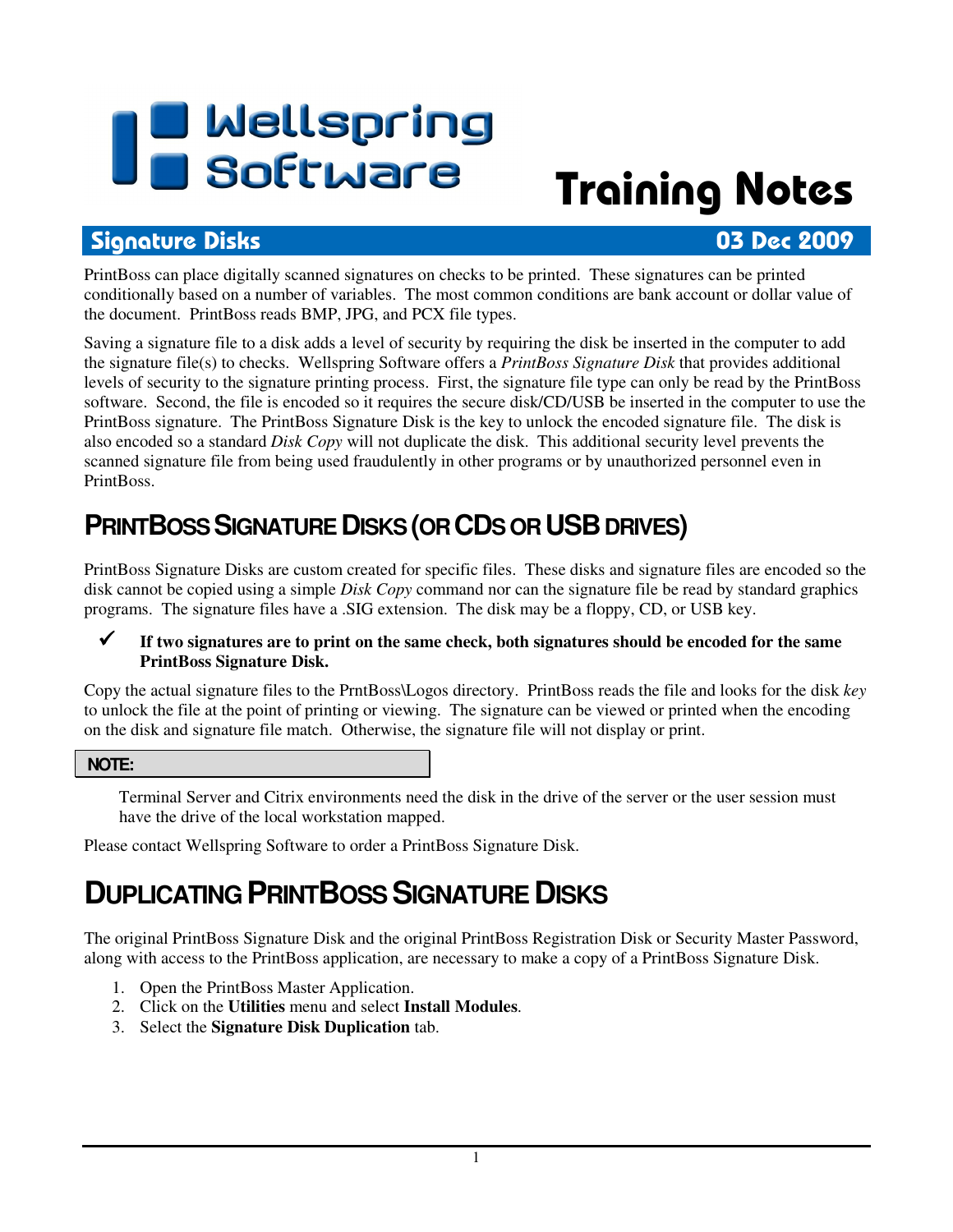# Wellspring Software

# Training Notes

## Signature Disks — 03 Dec 2009

PrintBoss can place digitally scanned signatures on checks to be printed. These signatures can be printed conditionally based on a number of variables. The most common conditions are bank account or dollar value of the document. PrintBoss reads BMP, JPG, and PCX file types.

Saving a signature file to a disk adds a level of security by requiring the disk be inserted in the computer to add the signature file(s) to checks. Wellspring Software offers a *PrintBoss Signature Disk* that provides additional levels of security to the signature printing process. First, the signature file type can only be read by the PrintBoss software. Second, the file is encoded so it requires the secure disk/CD/USB be inserted in the computer to use the PrintBoss signature. The PrintBoss Signature Disk is the key to unlock the encoded signature file. The disk is also encoded so a standard *Disk Copy* will not duplicate the disk. This additional security level prevents the scanned signature file from being used fraudulently in other programs or by unauthorized personnel even in PrintBoss.

## PrintBoss Signature Disks (or CDs or USB drives)

PrintBoss Signature Disks are custom created for specific files. These disks and signature files are encoded so the disk cannot be copied using a simple *Disk Copy* command nor can the signature file be read by standard graphics programs. The signature files have a .SIG extension. The disk may be a floppy, CD, or USB key.

- ✔ **If two signatures are to print on the same check, both signatures should be encoded for the same PrintBoss Signature Disk.**

Copy the actual signature files to the PrntBoss\Logos directory. PrintBoss reads the file and looks for the disk *key* to unlock the file at the point of printing or viewing. The signature can be viewed or printed when the encoding on the disk and signature file match. Otherwise, the signature file will not display or print.

**NOTE:**

> Terminal Server and Citrix environments need the disk in the drive of the server or the user session must have the drive of the local workstation mapped.

Please contact Wellspring Software to order a PrintBoss Signature Disk.

## Duplicating PrintBoss Signature Disks

The original PrintBoss Signature Disk and the original PrintBoss Registration Disk or Security Master Password, along with access to the PrintBoss application, are necessary to make a copy of a PrintBoss Signature Disk.

1. Open the PrintBoss Master Application.
2. Click on the **Utilities** menu and select **Install Modules**.
3. Select the **Signature Disk Duplication** tab.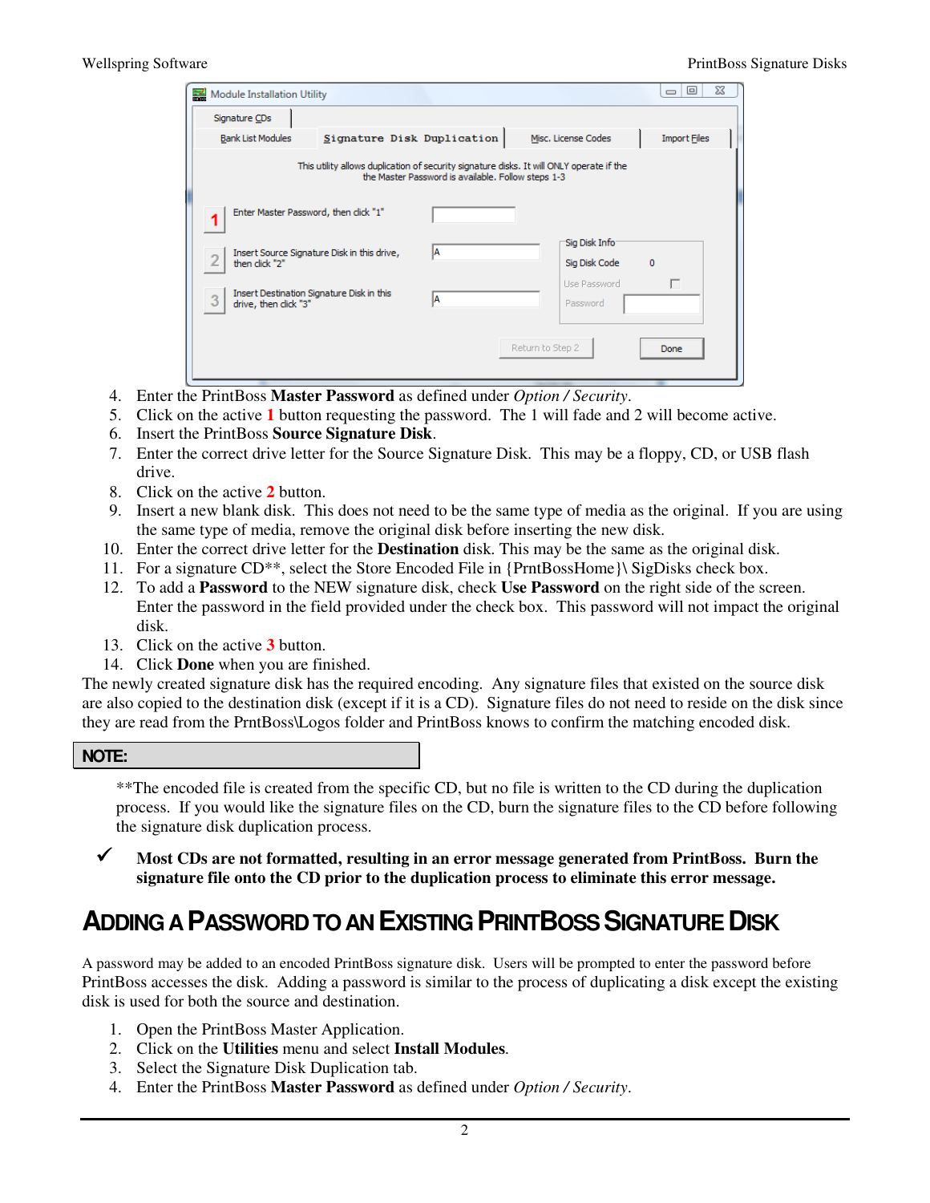4. Enter the PrintBoss **Master Password** as defined under *Option / Security*.
5. Click on the active **1** button requesting the password. The 1 will fade and 2 will become active.
6. Insert the PrintBoss **Source Signature Disk**.
7. Enter the correct drive letter for the Source Signature Disk. This may be a floppy, CD, or USB flash drive.
8. Click on the active **2** button.
9. Insert a new blank disk. This does not need to be the same type of media as the original. If you are using the same type of media, remove the original disk before inserting the new disk.
10. Enter the correct drive letter for the **Destination** disk. This may be the same as the original disk.
11. For a signature CD**, select the Store Encoded File in {PrntBossHome}\ SigDisks check box.
12. To add a **Password** to the NEW signature disk, check **Use Password** on the right side of the screen. Enter the password in the field provided under the check box. This password will not impact the original disk.
13. Click on the active **3** button.
14. Click **Done** when you are finished.

The newly created signature disk has the required encoding. Any signature files that existed on the source disk are also copied to the destination disk (except if it is a CD). Signature files do not need to reside on the disk since they are read from the PrntBoss\Logos folder and PrintBoss knows to confirm the matching encoded disk.

**NOTE:**

**The encoded file is created from the specific CD, but no file is written to the CD during the duplication process. If you would like the signature files on the CD, burn the signature files to the CD before following the signature disk duplication process.

✓ **Most CDs are not formatted, resulting in an error message generated from PrintBoss. Burn the signature file onto the CD prior to the duplication process to eliminate this error message.**

# Adding a Password to an Existing PrintBoss Signature Disk

A password may be added to an encoded PrintBoss signature disk. Users will be prompted to enter the password before PrintBoss accesses the disk. Adding a password is similar to the process of duplicating a disk except the existing disk is used for both the source and destination.

1. Open the PrintBoss Master Application.
2. Click on the **Utilities** menu and select **Install Modules**.
3. Select the Signature Disk Duplication tab.
4. Enter the PrintBoss **Master Password** as defined under *Option / Security*.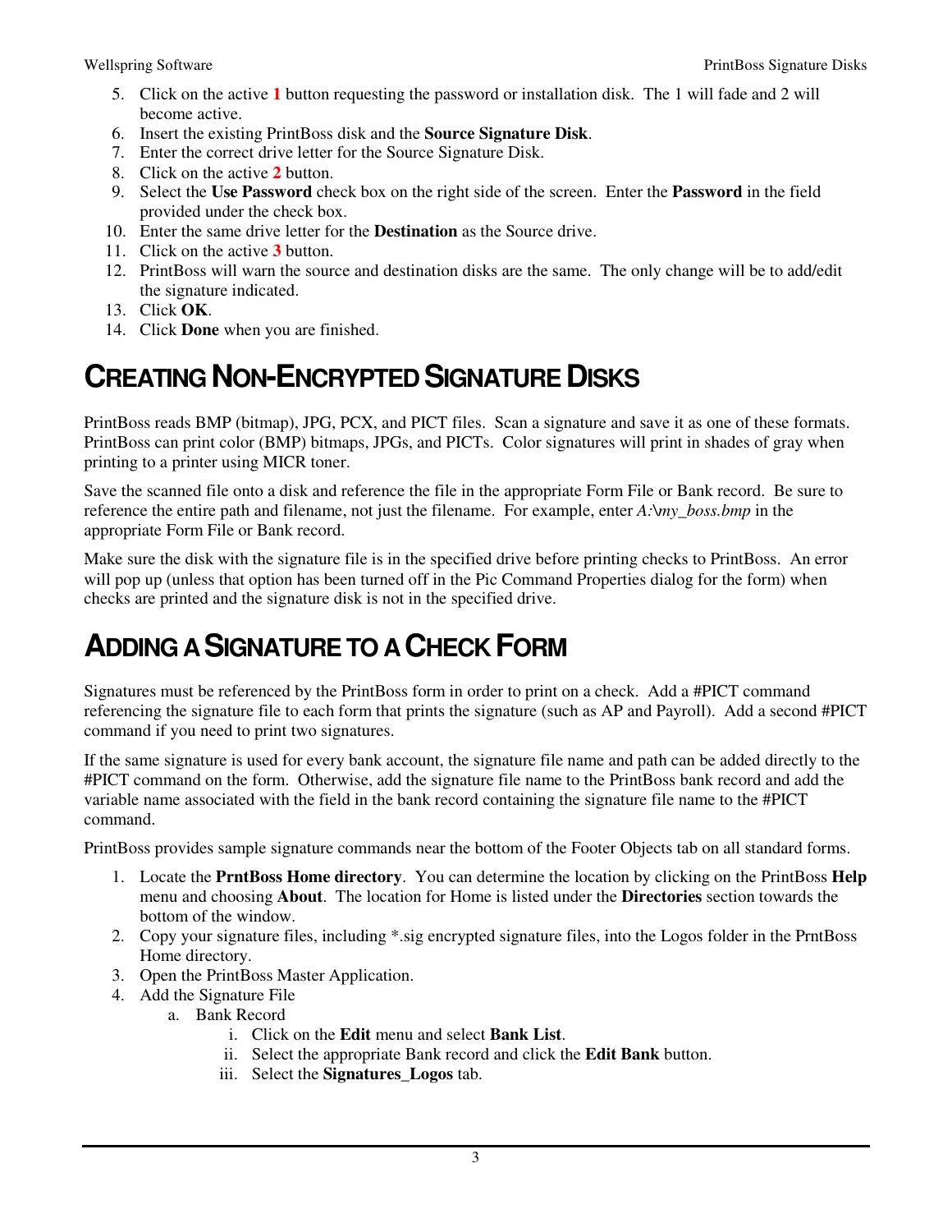5. Click on the active **1** button requesting the password or installation disk. The 1 will fade and 2 will become active.
6. Insert the existing PrintBoss disk and the **Source Signature Disk**.
7. Enter the correct drive letter for the Source Signature Disk.
8. Click on the active **2** button.
9. Select the **Use Password** check box on the right side of the screen. Enter the **Password** in the field provided under the check box.
10. Enter the same drive letter for the **Destination** as the Source drive.
11. Click on the active **3** button.
12. PrintBoss will warn the source and destination disks are the same. The only change will be to add/edit the signature indicated.
13. Click **OK**.
14. Click **Done** when you are finished.

# Creating Non-Encrypted Signature Disks

PrintBoss reads BMP (bitmap), JPG, PCX, and PICT files. Scan a signature and save it as one of these formats. PrintBoss can print color (BMP) bitmaps, JPGs, and PICTs. Color signatures will print in shades of gray when printing to a printer using MICR toner.

Save the scanned file onto a disk and reference the file in the appropriate Form File or Bank record. Be sure to reference the entire path and filename, not just the filename. For example, enter *A:\my_boss.bmp* in the appropriate Form File or Bank record.

Make sure the disk with the signature file is in the specified drive before printing checks to PrintBoss. An error will pop up (unless that option has been turned off in the Pic Command Properties dialog for the form) when checks are printed and the signature disk is not in the specified drive.

# Adding a Signature to a Check Form

Signatures must be referenced by the PrintBoss form in order to print on a check. Add a #PICT command referencing the signature file to each form that prints the signature (such as AP and Payroll). Add a second #PICT command if you need to print two signatures.

If the same signature is used for every bank account, the signature file name and path can be added directly to the #PICT command on the form. Otherwise, add the signature file name to the PrintBoss bank record and add the variable name associated with the field in the bank record containing the signature file name to the #PICT command.

PrintBoss provides sample signature commands near the bottom of the Footer Objects tab on all standard forms.

1. Locate the **PrntBoss Home directory**. You can determine the location by clicking on the PrintBoss **Help** menu and choosing **About**. The location for Home is listed under the **Directories** section towards the bottom of the window.
2. Copy your signature files, including *.sig encrypted signature files, into the Logos folder in the PrntBoss Home directory.
3. Open the PrintBoss Master Application.
4. Add the Signature File
   a. Bank Record
      i. Click on the **Edit** menu and select **Bank List**.
      ii. Select the appropriate Bank record and click the **Edit Bank** button.
      iii. Select the **Signatures_Logos** tab.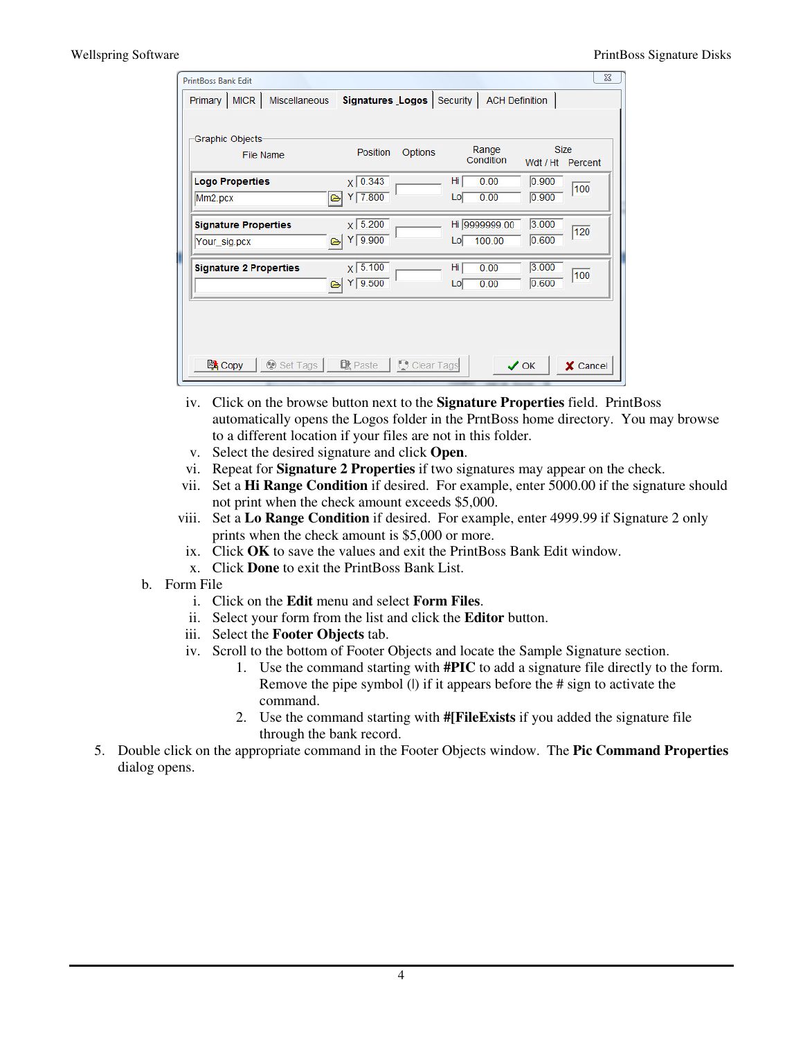iv. Click on the browse button next to the **Signature Properties** field. PrintBoss automatically opens the Logos folder in the PrntBoss home directory. You may browse to a different location if your files are not in this folder.

v. Select the desired signature and click **Open**.

vi. Repeat for **Signature 2 Properties** if two signatures may appear on the check.

vii. Set a **Hi Range Condition** if desired. For example, enter 5000.00 if the signature should not print when the check amount exceeds $5,000.

viii. Set a **Lo Range Condition** if desired. For example, enter 4999.99 if Signature 2 only prints when the check amount is $5,000 or more.

ix. Click **OK** to save the values and exit the PrintBoss Bank Edit window.

x. Click **Done** to exit the PrintBoss Bank List.

b. Form File

i. Click on the **Edit** menu and select **Form Files**.

ii. Select your form from the list and click the **Editor** button.

iii. Select the **Footer Objects** tab.

iv. Scroll to the bottom of Footer Objects and locate the Sample Signature section.

1. Use the command starting with **#PIC** to add a signature file directly to the form. Remove the pipe symbol (|) if it appears before the # sign to activate the command.

2. Use the command starting with **#[FileExists** if you added the signature file through the bank record.

5. Double click on the appropriate command in the Footer Objects window. The **Pic Command Properties** dialog opens.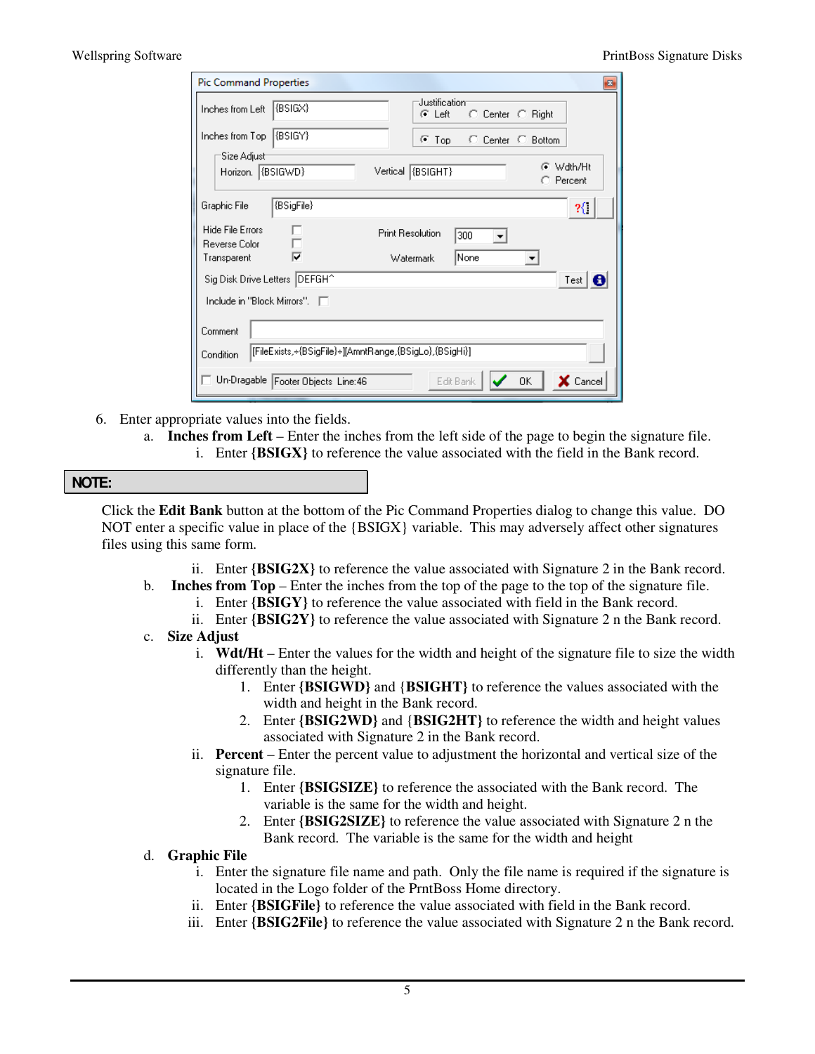6. Enter appropriate values into the fields.
   a. **Inches from Left** – Enter the inches from the left side of the page to begin the signature file.
      i. Enter **{BSIGX}** to reference the value associated with the field in the Bank record.

**NOTE:**

Click the **Edit Bank** button at the bottom of the Pic Command Properties dialog to change this value. DO NOT enter a specific value in place of the {BSIGX} variable. This may adversely affect other signatures files using this same form.

      ii. Enter **{BSIG2X}** to reference the value associated with Signature 2 in the Bank record.
   b. **Inches from Top** – Enter the inches from the top of the page to the top of the signature file.
      i. Enter **{BSIGY}** to reference the value associated with field in the Bank record.
      ii. Enter **{BSIG2Y}** to reference the value associated with Signature 2 n the Bank record.
   c. **Size Adjust**
      i. **Wdt/Ht** – Enter the values for the width and height of the signature file to size the width differently than the height.
         1. Enter **{BSIGWD}** and **{BSIGHT}** to reference the values associated with the width and height in the Bank record.
         2. Enter **{BSIG2WD}** and **{BSIG2HT}** to reference the width and height values associated with Signature 2 in the Bank record.
      ii. **Percent** – Enter the percent value to adjustment the horizontal and vertical size of the signature file.
         1. Enter **{BSIGSIZE}** to reference the associated with the Bank record. The variable is the same for the width and height.
         2. Enter **{BSIG2SIZE}** to reference the value associated with Signature 2 n the Bank record. The variable is the same for the width and height
   d. **Graphic File**
      i. Enter the signature file name and path. Only the file name is required if the signature is located in the Logo folder of the PrntBoss Home directory.
      ii. Enter **{BSIGFile}** to reference the value associated with field in the Bank record.
      iii. Enter **{BSIG2File}** to reference the value associated with Signature 2 n the Bank record.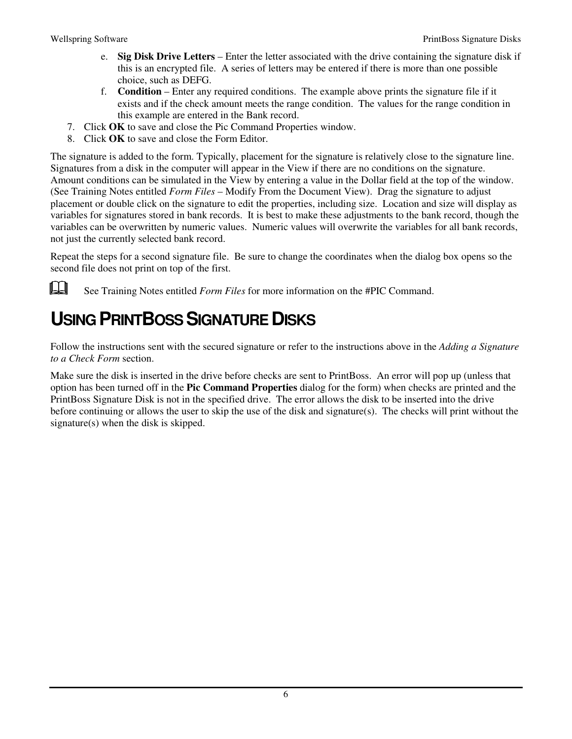e. **Sig Disk Drive Letters** – Enter the letter associated with the drive containing the signature disk if this is an encrypted file. A series of letters may be entered if there is more than one possible choice, such as DEFG.
   f. **Condition** – Enter any required conditions. The example above prints the signature file if it exists and if the check amount meets the range condition. The values for the range condition in this example are entered in the Bank record.
7. Click **OK** to save and close the Pic Command Properties window.
8. Click **OK** to save and close the Form Editor.

The signature is added to the form. Typically, placement for the signature is relatively close to the signature line. Signatures from a disk in the computer will appear in the View if there are no conditions on the signature. Amount conditions can be simulated in the View by entering a value in the Dollar field at the top of the window. (See Training Notes entitled *Form Files* – Modify From the Document View). Drag the signature to adjust placement or double click on the signature to edit the properties, including size. Location and size will display as variables for signatures stored in bank records. It is best to make these adjustments to the bank record, though the variables can be overwritten by numeric values. Numeric values will overwrite the variables for all bank records, not just the currently selected bank record.

Repeat the steps for a second signature file. Be sure to change the coordinates when the dialog box opens so the second file does not print on top of the first.

📖 See Training Notes entitled *Form Files* for more information on the #PIC Command.

# USING PRINTBOSS SIGNATURE DISKS

Follow the instructions sent with the secured signature or refer to the instructions above in the *Adding a Signature to a Check Form* section.

Make sure the disk is inserted in the drive before checks are sent to PrintBoss. An error will pop up (unless that option has been turned off in the **Pic Command Properties** dialog for the form) when checks are printed and the PrintBoss Signature Disk is not in the specified drive. The error allows the disk to be inserted into the drive before continuing or allows the user to skip the use of the disk and signature(s). The checks will print without the signature(s) when the disk is skipped.